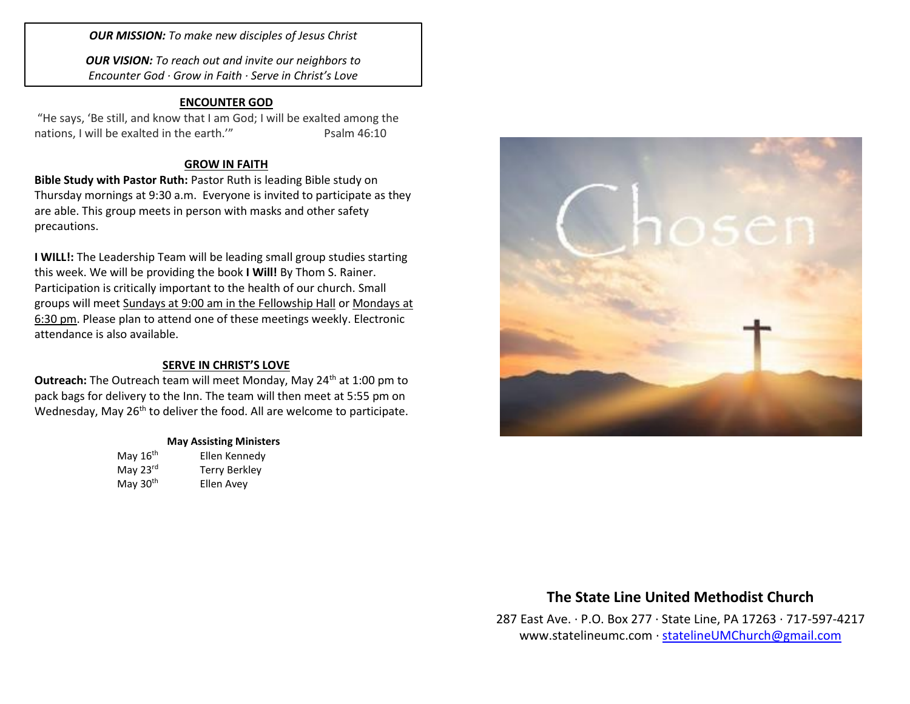***OUR MISSION:*** *To make new disciples of Jesus Christ*

***OUR VISION:*** *To reach out and invite our neighbors to Encounter God · Grow in Faith · Serve in Christ's Love*

## ENCOUNTER GOD

"He says, 'Be still, and know that I am God; I will be exalted among the nations, I will be exalted in the earth.'" Psalm 46:10

## GROW IN FAITH

**Bible Study with Pastor Ruth:** Pastor Ruth is leading Bible study on Thursday mornings at 9:30 a.m. Everyone is invited to participate as they are able. This group meets in person with masks and other safety precautions.

**I WILL!:** The Leadership Team will be leading small group studies starting this week. We will be providing the book **I Will!** By Thom S. Rainer. Participation is critically important to the health of our church. Small groups will meet Sundays at 9:00 am in the Fellowship Hall or Mondays at 6:30 pm. Please plan to attend one of these meetings weekly. Electronic attendance is also available.

## SERVE IN CHRIST'S LOVE

**Outreach:** The Outreach team will meet Monday, May 24th at 1:00 pm to pack bags for delivery to the Inn. The team will then meet at 5:55 pm on Wednesday, May 26th to deliver the food. All are welcome to participate.

**May Assisting Ministers**

| | |
|---|---|
| May 16th | Ellen Kennedy |
| May 23rd | Terry Berkley |
| May 30th | Ellen Avey |

Chosen

**The State Line United Methodist Church**

287 East Ave. · P.O. Box 277 · State Line, PA 17263 · 717-597-4217
www.statelineumc.com · statelineUMChurch@gmail.com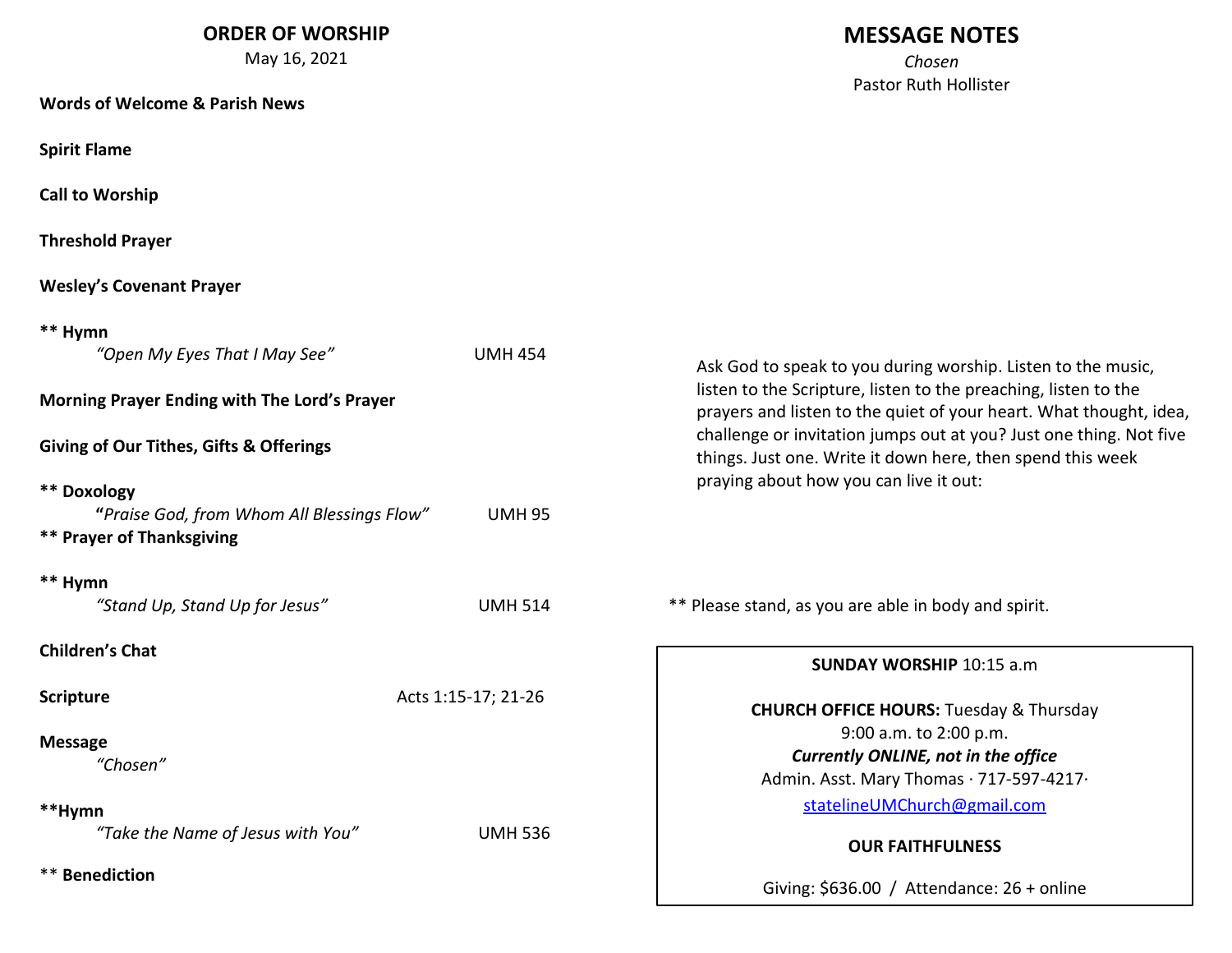## ORDER OF WORSHIP

May 16, 2021

**Words of Welcome & Parish News**

**Spirit Flame**

**Call to Worship**

**Threshold Prayer**

**Wesley's Covenant Prayer**

**\*\* Hymn**
*"Open My Eyes That I May See"* UMH 454

**Morning Prayer Ending with The Lord's Prayer**

**Giving of Our Tithes, Gifts & Offerings**

**\*\* Doxology**
**"***Praise God, from Whom All Blessings Flow"* UMH 95

**\*\* Prayer of Thanksgiving**

**\*\* Hymn**
*"Stand Up, Stand Up for Jesus"* UMH 514

**Children's Chat**

**Scripture** Acts 1:15-17; 21-26

**Message**
*"Chosen"*

**\*\*Hymn**
*"Take the Name of Jesus with You"* UMH 536

\*\* **Benediction**

## MESSAGE NOTES

*Chosen*

Pastor Ruth Hollister

Ask God to speak to you during worship. Listen to the music, listen to the Scripture, listen to the preaching, listen to the prayers and listen to the quiet of your heart. What thought, idea, challenge or invitation jumps out at you? Just one thing. Not five things. Just one. Write it down here, then spend this week praying about how you can live it out:

\*\* Please stand, as you are able in body and spirit.

**SUNDAY WORSHIP** 10:15 a.m

**CHURCH OFFICE HOURS:** Tuesday & Thursday
9:00 a.m. to 2:00 p.m.
***Currently ONLINE, not in the office***
Admin. Asst. Mary Thomas · 717-597-4217·
statelineUMChurch@gmail.com

**OUR FAITHFULNESS**

Giving: $636.00 / Attendance: 26 + online